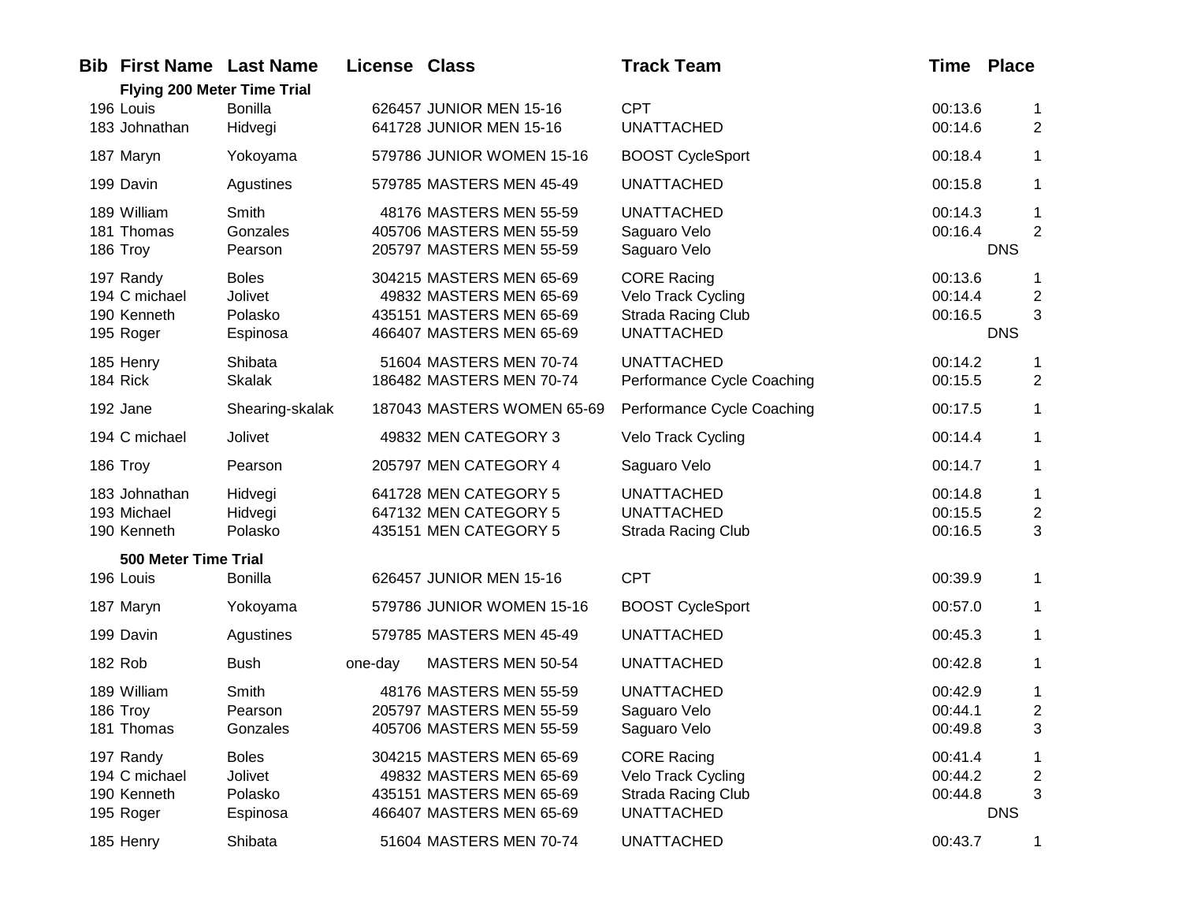| Bib | First Name | Last Name | License | Class | Track Team | Time | Place |
|---|---|---|---|---|---|---|---|
| | **Flying 200 Meter Time Trial** | | | | | | |
| 196 | Louis | Bonilla | 626457 | JUNIOR MEN 15-16 | CPT | 00:13.6 | 1 |
| 183 | Johnathan | Hidvegi | 641728 | JUNIOR MEN 15-16 | UNATTACHED | 00:14.6 | 2 |
| 187 | Maryn | Yokoyama | 579786 | JUNIOR WOMEN 15-16 | BOOST CycleSport | 00:18.4 | 1 |
| 199 | Davin | Agustines | 579785 | MASTERS MEN 45-49 | UNATTACHED | 00:15.8 | 1 |
| 189 | William | Smith | 48176 | MASTERS MEN 55-59 | UNATTACHED | 00:14.3 | 1 |
| 181 | Thomas | Gonzales | 405706 | MASTERS MEN 55-59 | Saguaro Velo | 00:16.4 | 2 |
| 186 | Troy | Pearson | 205797 | MASTERS MEN 55-59 | Saguaro Velo | | DNS |
| 197 | Randy | Boles | 304215 | MASTERS MEN 65-69 | CORE Racing | 00:13.6 | 1 |
| 194 | C michael | Jolivet | 49832 | MASTERS MEN 65-69 | Velo Track Cycling | 00:14.4 | 2 |
| 190 | Kenneth | Polasko | 435151 | MASTERS MEN 65-69 | Strada Racing Club | 00:16.5 | 3 |
| 195 | Roger | Espinosa | 466407 | MASTERS MEN 65-69 | UNATTACHED | | DNS |
| 185 | Henry | Shibata | 51604 | MASTERS MEN 70-74 | UNATTACHED | 00:14.2 | 1 |
| 184 | Rick | Skalak | 186482 | MASTERS MEN 70-74 | Performance Cycle Coaching | 00:15.5 | 2 |
| 192 | Jane | Shearing-skalak | 187043 | MASTERS WOMEN 65-69 | Performance Cycle Coaching | 00:17.5 | 1 |
| 194 | C michael | Jolivet | 49832 | MEN CATEGORY 3 | Velo Track Cycling | 00:14.4 | 1 |
| 186 | Troy | Pearson | 205797 | MEN CATEGORY 4 | Saguaro Velo | 00:14.7 | 1 |
| 183 | Johnathan | Hidvegi | 641728 | MEN CATEGORY 5 | UNATTACHED | 00:14.8 | 1 |
| 193 | Michael | Hidvegi | 647132 | MEN CATEGORY 5 | UNATTACHED | 00:15.5 | 2 |
| 190 | Kenneth | Polasko | 435151 | MEN CATEGORY 5 | Strada Racing Club | 00:16.5 | 3 |
| | **500 Meter Time Trial** | | | | | | |
| 196 | Louis | Bonilla | 626457 | JUNIOR MEN 15-16 | CPT | 00:39.9 | 1 |
| 187 | Maryn | Yokoyama | 579786 | JUNIOR WOMEN 15-16 | BOOST CycleSport | 00:57.0 | 1 |
| 199 | Davin | Agustines | 579785 | MASTERS MEN 45-49 | UNATTACHED | 00:45.3 | 1 |
| 182 | Rob | Bush | one-day | MASTERS MEN 50-54 | UNATTACHED | 00:42.8 | 1 |
| 189 | William | Smith | 48176 | MASTERS MEN 55-59 | UNATTACHED | 00:42.9 | 1 |
| 186 | Troy | Pearson | 205797 | MASTERS MEN 55-59 | Saguaro Velo | 00:44.1 | 2 |
| 181 | Thomas | Gonzales | 405706 | MASTERS MEN 55-59 | Saguaro Velo | 00:49.8 | 3 |
| 197 | Randy | Boles | 304215 | MASTERS MEN 65-69 | CORE Racing | 00:41.4 | 1 |
| 194 | C michael | Jolivet | 49832 | MASTERS MEN 65-69 | Velo Track Cycling | 00:44.2 | 2 |
| 190 | Kenneth | Polasko | 435151 | MASTERS MEN 65-69 | Strada Racing Club | 00:44.8 | 3 |
| 195 | Roger | Espinosa | 466407 | MASTERS MEN 65-69 | UNATTACHED | | DNS |
| 185 | Henry | Shibata | 51604 | MASTERS MEN 70-74 | UNATTACHED | 00:43.7 | 1 |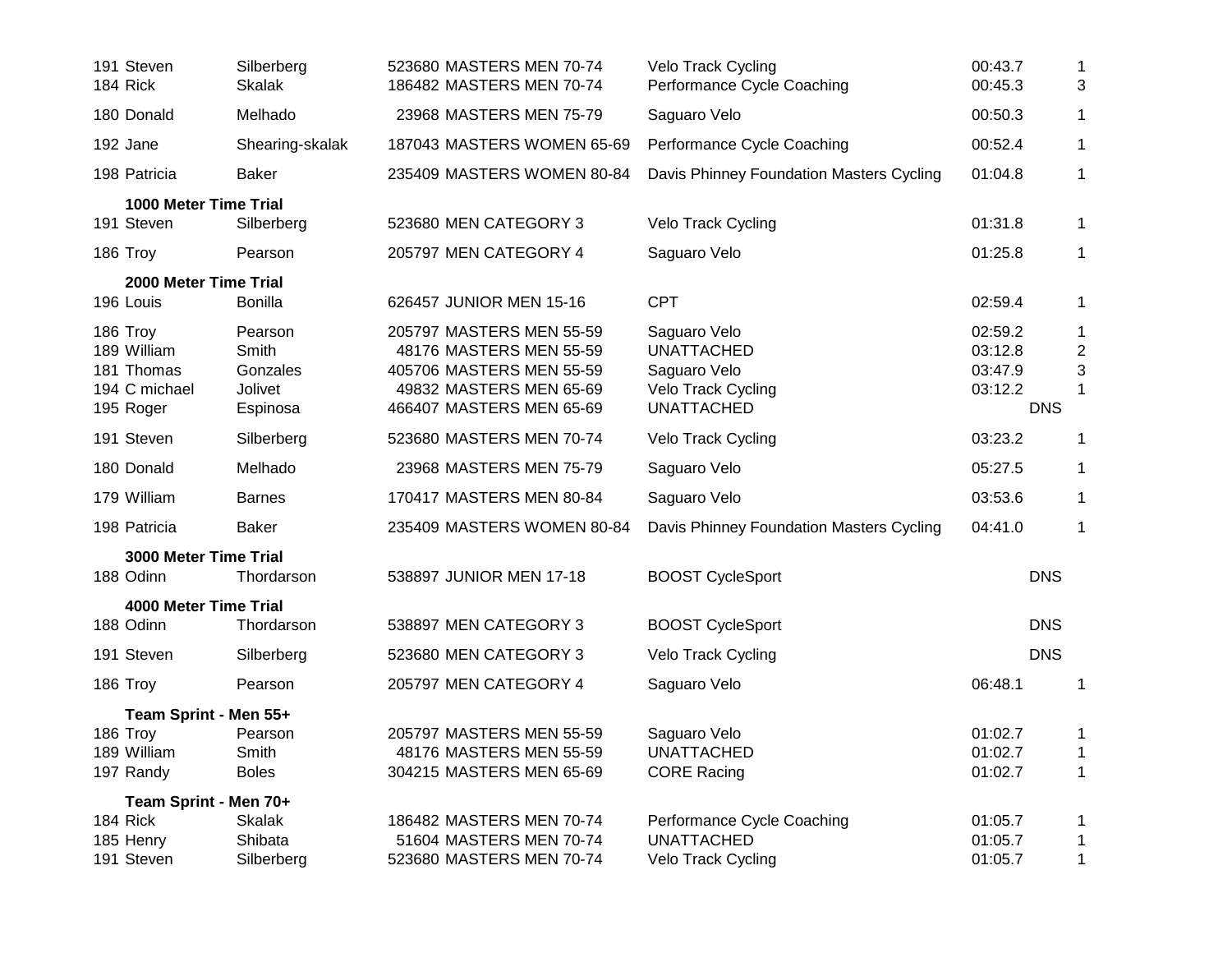| | | | | | | | |
|---|---|---|---|---|---|---|---|
| 191 | Steven | Silberberg | 523680 | MASTERS MEN 70-74 | Velo Track Cycling | 00:43.7 | 1 |
| 184 | Rick | Skalak | 186482 | MASTERS MEN 70-74 | Performance Cycle Coaching | 00:45.3 | 3 |
| 180 | Donald | Melhado | 23968 | MASTERS MEN 75-79 | Saguaro Velo | 00:50.3 | 1 |
| 192 | Jane | Shearing-skalak | 187043 | MASTERS WOMEN 65-69 | Performance Cycle Coaching | 00:52.4 | 1 |
| 198 | Patricia | Baker | 235409 | MASTERS WOMEN 80-84 | Davis Phinney Foundation Masters Cycling | 01:04.8 | 1 |

**1000 Meter Time Trial**

| | | | | | | | |
|---|---|---|---|---|---|---|---|
| 191 | Steven | Silberberg | 523680 | MEN CATEGORY 3 | Velo Track Cycling | 01:31.8 | 1 |
| 186 | Troy | Pearson | 205797 | MEN CATEGORY 4 | Saguaro Velo | 01:25.8 | 1 |

**2000 Meter Time Trial**

| | | | | | | | |
|---|---|---|---|---|---|---|---|
| 196 | Louis | Bonilla | 626457 | JUNIOR MEN 15-16 | CPT | 02:59.4 | 1 |
| 186 | Troy | Pearson | 205797 | MASTERS MEN 55-59 | Saguaro Velo | 02:59.2 | 1 |
| 189 | William | Smith | 48176 | MASTERS MEN 55-59 | UNATTACHED | 03:12.8 | 2 |
| 181 | Thomas | Gonzales | 405706 | MASTERS MEN 55-59 | Saguaro Velo | 03:47.9 | 3 |
| 194 | C michael | Jolivet | 49832 | MASTERS MEN 65-69 | Velo Track Cycling | 03:12.2 | 1 |
| 195 | Roger | Espinosa | 466407 | MASTERS MEN 65-69 | UNATTACHED | DNS | |
| 191 | Steven | Silberberg | 523680 | MASTERS MEN 70-74 | Velo Track Cycling | 03:23.2 | 1 |
| 180 | Donald | Melhado | 23968 | MASTERS MEN 75-79 | Saguaro Velo | 05:27.5 | 1 |
| 179 | William | Barnes | 170417 | MASTERS MEN 80-84 | Saguaro Velo | 03:53.6 | 1 |
| 198 | Patricia | Baker | 235409 | MASTERS WOMEN 80-84 | Davis Phinney Foundation Masters Cycling | 04:41.0 | 1 |

**3000 Meter Time Trial**

| | | | | | | | |
|---|---|---|---|---|---|---|---|
| 188 | Odinn | Thordarson | 538897 | JUNIOR MEN 17-18 | BOOST CycleSport | DNS | |

**4000 Meter Time Trial**

| | | | | | | | |
|---|---|---|---|---|---|---|---|
| 188 | Odinn | Thordarson | 538897 | MEN CATEGORY 3 | BOOST CycleSport | DNS | |
| 191 | Steven | Silberberg | 523680 | MEN CATEGORY 3 | Velo Track Cycling | DNS | |
| 186 | Troy | Pearson | 205797 | MEN CATEGORY 4 | Saguaro Velo | 06:48.1 | 1 |

**Team Sprint - Men 55+**

| | | | | | | | |
|---|---|---|---|---|---|---|---|
| 186 | Troy | Pearson | 205797 | MASTERS MEN 55-59 | Saguaro Velo | 01:02.7 | 1 |
| 189 | William | Smith | 48176 | MASTERS MEN 55-59 | UNATTACHED | 01:02.7 | 1 |
| 197 | Randy | Boles | 304215 | MASTERS MEN 65-69 | CORE Racing | 01:02.7 | 1 |

**Team Sprint - Men 70+**

| | | | | | | | |
|---|---|---|---|---|---|---|---|
| 184 | Rick | Skalak | 186482 | MASTERS MEN 70-74 | Performance Cycle Coaching | 01:05.7 | 1 |
| 185 | Henry | Shibata | 51604 | MASTERS MEN 70-74 | UNATTACHED | 01:05.7 | 1 |
| 191 | Steven | Silberberg | 523680 | MASTERS MEN 70-74 | Velo Track Cycling | 01:05.7 | 1 |